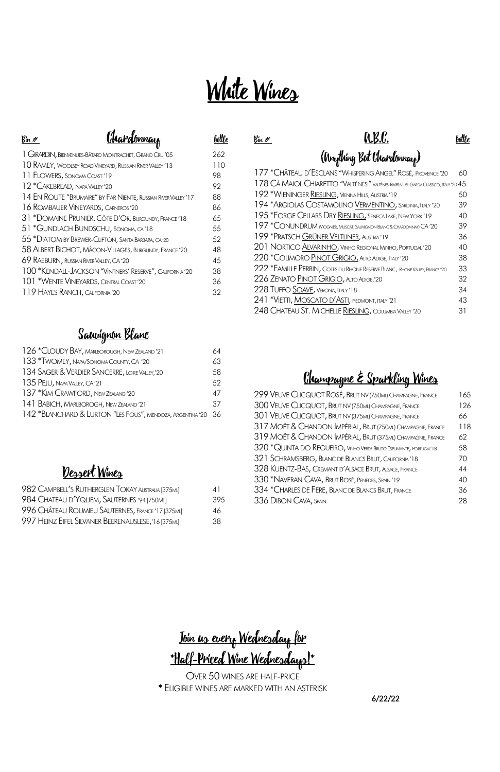# White Wines

## Chardonnay

| Bin # | Chardonnay | Bottle |
|---|---|---|
| 1 | Girardin, Bienvenues-Bâtard Montrachet, Grand Cru '05 | 262 |
| 10 | Ramey, Woolsey Road Vineyard, Russian River Valley '13 | 110 |
| 11 | Flowers, Sonoma Coast '19 | 98 |
| 12 | *Cakebread, Napa Valley '20 | 92 |
| 14 | En Route "Brumaire" by Far Niente, Russian River Valley '17 | 88 |
| 16 | Rombauer Vineyards, Carneros '20 | 86 |
| 31 | *Domaine Prunier, Côte D'Or, Burgundy, France '18 | 65 |
| 51 | *Gundlach Bundschu, Sonoma, CA '18 | 55 |
| 55 | *Diatom by Brewer-Clifton, Santa Barbara, CA '20 | 52 |
| 58 | Albert Bichot, Mâcon-Villages, Burgundy, France '20 | 48 |
| 69 | Raeburn, Russian River Valley, CA '20 | 45 |
| 100 | *Kendall-Jackson "Vintners' Reserve", California '20 | 38 |
| 101 | *Wente Vineyards, Central Coast '20 | 36 |
| 119 | Hayes Ranch, California '20 | 32 |

## Sauvignon Blanc

| Bin # | Sauvignon Blanc | Bottle |
|---|---|---|
| 126 | *Cloudy Bay, Marlborough, New Zealand '21 | 64 |
| 133 | *Twomey, Napa/Sonoma County, CA '20 | 63 |
| 134 | Sager & Verdier Sancerre, Loire Valley,'20 | 58 |
| 135 | Peju, Napa Valley, CA '21 | 52 |
| 137 | *Kim Crawford, New Zealand '20 | 47 |
| 141 | Babich, Marlborogh, New Zealand '21 | 37 |
| 142 | *Blanchard & Lurton "Les Fous", Mendoza, Argentina '20 | 36 |

## Dessert Wines

| Bin # | Dessert Wines | Bottle |
|---|---|---|
| 982 | Campbell's Rutherglen Tokay Australia [375ml] | 41 |
| 984 | Chateau d'Yquem, Sauternes '94 [750ml] | 395 |
| 996 | Château Roumieu Sauternes, France '17 [375ml] | 46 |
| 997 | Heinz Eifel Silvaner Beerenauslese,'16 [375ml] | 38 |

## A.B.C. (Anything But Chardonnay)

| Bin # | A.B.C. | Bottle |
|---|---|---|
| 177 | *Château d'Esclans "Whispering Angel" Rosé, Provence '20 | 60 |
| 178 | Cà Maiol Chiaretto "Valtènesi" Valtènesi Riviera Del Garda Classico, Italy '20 | 45 |
| 192 | *Wieninger Riesling, Vienna Hills, Austria '19 | 50 |
| 194 | *Argiolas Costamolino Vermentino, Sardinia, Italy '20 | 39 |
| 195 | *Forge Cellars Dry Riesling, Seneca Lake, New York '19 | 40 |
| 197 | *Conundrum (Viognier, Muscat, Sauvignon Blanc & Chardonnay) CA '20 | 39 |
| 199 | *Pratsch Grüner Veltliner, Austria '19 | 36 |
| 201 | Nortico Alvarinho, Vinho Regional Minho, Portugal '20 | 40 |
| 220 | *Colimoro Pinot Grigio, Alto Adige, Italy '20 | 38 |
| 222 | *Famille Perrin, Cotes du Rhone Reserve Blanc, Rhone Valley, France '20 | 33 |
| 226 | Zenato Pinot Grigio, Alto Adige,'20 | 32 |
| 228 | Tuffo Soave, Verona, Italy '18 | 34 |
| 241 | *Vietti, Moscato d'Asti, Piedmont, Italy '21 | 43 |
| 248 | Chateau St. Michelle Riesling, Columbia Valley '20 | 31 |

## Champagne & Sparkling Wines

| Bin # | Champagne & Sparkling Wines | Bottle |
|---|---|---|
| 299 | Veuve Clicquot Rosé, Brut NV (750ml) Champagne, France | 165 |
| 300 | Veuve Clicquot, Brut NV (750ml) Champagne, France | 126 |
| 301 | Veuve Clicquot, Brut NV (375ml) Champagne, France | 66 |
| 317 | Moët & Chandon Impérial, Brut (750ml) Champagne, France | 118 |
| 319 | Moët & Chandon Impérial, Brut (375ml) Champagne, France | 62 |
| 320 | *Quinta do Regueiro, Vinho Verde Bruto Espumante, Portugal'18 | 58 |
| 321 | Schramsberg, Blanc de Blancs Brut, California '18 | 70 |
| 328 | Kuentz-Bas, Cremant d'Alsace Brut, Alsace, France | 44 |
| 330 | *Naveran Cava, Brut Rosé, Penedes, Spain '19 | 40 |
| 334 | *Charles de Fere, Blanc de Blancs Brut, France | 36 |
| 336 | Dibon Cava, Spain | 28 |

**Join us every Wednesday for**
**\*Half-Priced Wine Wednesdays!\***

Over 50 wines are half-price

* Eligible wines are marked with an asterisk

6/22/22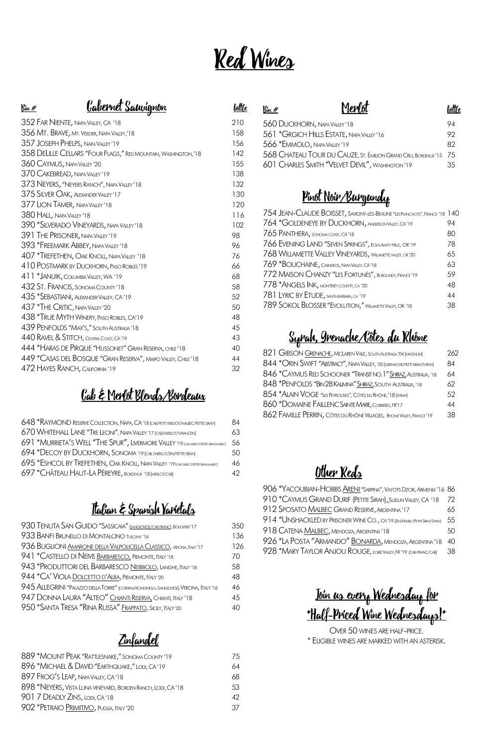# Red Wines

## Cabernet Sauvignon

| Bin # | Cabernet Sauvignon | bottle |
| --- | --- | --- |
| 352 | Far Niente, Napa Valley, CA '18 | 210 |
| 356 | Mt. Brave, Mt. Veeder, Napa Valley,'18 | 158 |
| 357 | Joseph Phelps, Napa Valley '19 | 156 |
| 358 | DeLille Cellars "Four Flags," Red Mountain, Washington,'18 | 142 |
| 360 | Caymus, Napa Valley '20 | 155 |
| 370 | Cakebread, Napa Valley '19 | 138 |
| 373 | Neyers, "Neyers Ranch", Napa Valley '18 | 132 |
| 375 | Silver Oak, Alexander Valley '17 | 130 |
| 377 | Lion Tamer, Napa Valley '18 | 120 |
| 380 | Hall, Napa Valley '18 | 116 |
| 390 | *Silverado Vineyards, Napa Valley '18 | 102 |
| 391 | The Prisoner, Napa Valley '19 | 98 |
| 393 | *Freemark Abbey, Napa Valley '18 | 96 |
| 407 | *Trefethen, Oak Knoll, Napa Valley '18 | 76 |
| 410 | Postmark by Duckhorn, Paso Robles '19 | 66 |
| 411 | *Januik, Columbia Valley, WA '19 | 68 |
| 432 | St. Francis, Sonoma County '18 | 58 |
| 435 | *Sebastiani, Alexander Valley, CA '19 | 52 |
| 437 | *The Critic, Napa Valley '20 | 50 |
| 438 | *True Myth Winery, Paso Robles, CA'19 | 48 |
| 439 | Penfolds "Max's," South Australia '18 | 45 |
| 440 | Ravel & Stitch, Central Coast, CA'19 | 43 |
| 444 | *Haras de Pirque "Hussonet" Gran Reserva, Chile '18 | 40 |
| 449 | *Casas del Bosque "Gran Reserva", Maipo Valley, Chile '18 | 44 |
| 472 | Hayes Ranch, California '19 | 32 |

## Cab & Merlot Blends/Bordeaux

| | | |
| --- | --- | --- |
| 648 | *Raymond Reserve Collection, Napa, CA '18 (cab/petit verdot/malbec/petite sirah) | 84 |
| 670 | Whitehall Lane "Tre Leoni", Napa Valley '17 (cab/merlot/syrah/zin) | 63 |
| 691 | *Murrieta's Well "The Spur", Livermore Valley '19 (cab/merlot/petite sirah/malbec) | 56 |
| 694 | *Decoy by Duckhorn, Sonoma '19 (cab /merlot/zin/petite sirah) | 50 |
| 695 | *Eshcol by Trefethen, Oak Knoll, Napa Valley '19 (cab/merlot/petite sirah/malbec) | 46 |
| 697 | *Château Haut-La Péreyre, Bordeaux '18 (merlot/cab) | 42 |

## Italian & Spanish Varietals

| | | |
| --- | --- | --- |
| 930 | Tenuta San Guido "Sassicaia" (sangiovese/cab franc), Bolgheri '17 | 350 |
| 933 | Banfi Brunello di Montalcino Tuscany '16 | 136 |
| 936 | Buglioni Amarone della Valpolicella Classico, Verona, Italy '17 | 126 |
| 941 | *Castello di Neive Barbaresco, Piemonte, Italy '18 | 70 |
| 943 | *Produttori del Barbaresco Nebbiolo, Langhe, Italy '18 | 58 |
| 944 | *Ca' Viola Dolcetto d'Alba, Piemonte, Italy '20 | 48 |
| 945 | Allegrini "Palazzo della Torre" (corvina/rondinella/sangiovese) Verona, Italy '16 | 46 |
| 947 | Donna Laura "Alteo" Chianti Riserva, Chianti, Italy '18 | 45 |
| 950 | *Santa Tresa "Rina Russa" Frappato, Sicily, Italy '20 | 40 |

## Zinfandel

| | | |
| --- | --- | --- |
| 889 | *Mount Peak "Rattlesnake," Sonoma County '19 | 75 |
| 896 | *Michael & David "Earthquake," Lodi, CA '19 | 64 |
| 897 | Frog's Leap, Napa Valley, CA '18 | 68 |
| 898 | *Neyers, Vista Luna vineyard, Borden Ranch, Lodi, CA '18 | 53 |
| 901 | 7 Deadly Zins, Lodi, CA '18 | 42 |
| 902 | *Petraio Primitivo, Puglia, Italy '20 | 37 |

## Merlot

| Bin # | Merlot | bottle |
| --- | --- | --- |
| 560 | Duckhorn, Napa Valley '18 | 94 |
| 561 | *Grgich Hills Estate, Napa Valley '16 | 92 |
| 566 | *Emmolo, Napa Valley '19 | 82 |
| 568 | Chateau Tour du Cauze, St. Émilion Grand Cru, Bordeaux '15 | 75 |
| 601 | Charles Smith "Velvet Devil", Washington '19 | 35 |

## Pinot Noir/Burgundy

| | | |
| --- | --- | --- |
| 754 | Jean-Claude Boisset, Savigny-lès-Beaune "Les Planchots", France '18 | 140 |
| 764 | *Goldeneye by Duckhorn, Anderson Valley, CA '19 | 94 |
| 765 | Panthera, Sonoma Coast, CA '18 | 80 |
| 766 | Evening Land "Seven Springs", Eola-Amity Hills, OR '19 | 78 |
| 768 | Willamette Valley Vineyards, Willamette Valley, OR '20 | 65 |
| 769 | *Bouchaine, Carneros, Napa Valley, CA '18 | 63 |
| 772 | Maison Chanzy "Les Fortunés", Burgundy, France '19 | 59 |
| 778 | *Angels Ink, Monterey County, CA '20 | 48 |
| 781 | Lyric by Etude, Santa Barbara, CA '19 | 44 |
| 789 | Sokol Blosser "Evolution," Willamette Valley, OR '18 | 38 |

## Syrah, Grenache/Côtes du Rhône

| | | |
| --- | --- | --- |
| 821 | Gibson Grenache, McLaren Vale, South Australia '04 (magnum) | 262 |
| 844 | *Orin Swift "Abstract", Napa Valley, '20 (grenache/petit sirah/syrah) | 84 |
| 846 | *Caymus Red Schooner "Transit No.1" Shiraz, Australia, '18 | 64 |
| 848 | *Penfolds "Bin 28 Kalimna" Shiraz, South Australia, '18 | 62 |
| 854 | *Alain Voge "Les Peyrouses", Côtes du Rhône, '18 (syrah) | 52 |
| 860 | *Domaine Faillenc Sainte Marie, Corbières, FR '17 | 44 |
| 862 | Famille Perrin, Côtes du Rhône Villages, Rhone Valley, France '19 | 38 |

## Other Reds

| | | |
| --- | --- | --- |
| 906 | *Yacoubian-Hobbs Areni "Sarpina", Vayots Dzor, Armenia '16 | 86 |
| 910 | *Caymus Grand Durif (Petite Sirah), Suisun Valley, CA '18 | 72 |
| 912 | Sposato Malbec Grand Reserve, Argentina '17 | 65 |
| 914 | *Unshackled by Prisoner Wine Co., CA '19 (zin/malbec/petite sirah/syrah) | 55 |
| 918 | Catena Malbec, Mendoza, Argentina '18 | 50 |
| 926 | *La Posta "Armando" Bonarda, Mendoza, Argentina '18 | 40 |
| 928 | *Mary Taylor Anjou Rouge, Loire Valley, FR '19 (cab franc/cab) | 38 |

## Join us every Wednesday for *Half-Priced Wine Wednesdays!*

Over 50 wines are half-price.
* Eligible wines are marked with an asterisk.